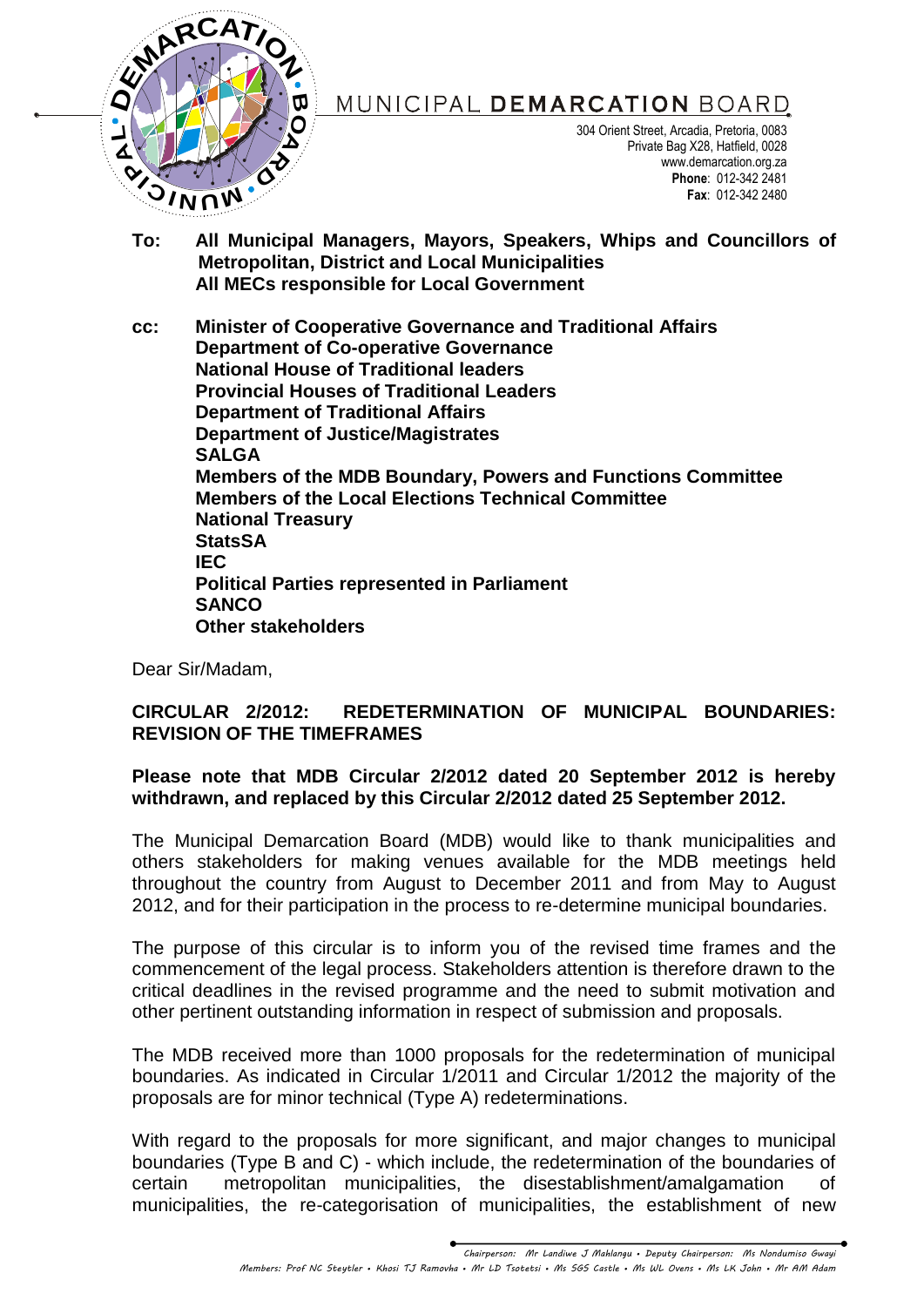MUNICIPAL **DEMARCATION** BOARD

304 Orient Street, Arcadia, Pretoria, 0083
Private Bag X28, Hatfield, 0028
www.demarcation.org.za
**Phone**: 012-342 2481
**Fax**: 012-342 2480

**To: All Municipal Managers, Mayors, Speakers, Whips and Councillors of Metropolitan, District and Local Municipalities**
**All MECs responsible for Local Government**

**cc: Minister of Cooperative Governance and Traditional Affairs**
**Department of Co-operative Governance**
**National House of Traditional leaders**
**Provincial Houses of Traditional Leaders**
**Department of Traditional Affairs**
**Department of Justice/Magistrates**
**SALGA**
**Members of the MDB Boundary, Powers and Functions Committee**
**Members of the Local Elections Technical Committee**
**National Treasury**
**StatsSA**
**IEC**
**Political Parties represented in Parliament**
**SANCO**
**Other stakeholders**

Dear Sir/Madam,

**CIRCULAR 2/2012: REDETERMINATION OF MUNICIPAL BOUNDARIES: REVISION OF THE TIMEFRAMES**

**Please note that MDB Circular 2/2012 dated 20 September 2012 is hereby withdrawn, and replaced by this Circular 2/2012 dated 25 September 2012.**

The Municipal Demarcation Board (MDB) would like to thank municipalities and others stakeholders for making venues available for the MDB meetings held throughout the country from August to December 2011 and from May to August 2012, and for their participation in the process to re-determine municipal boundaries.

The purpose of this circular is to inform you of the revised time frames and the commencement of the legal process. Stakeholders attention is therefore drawn to the critical deadlines in the revised programme and the need to submit motivation and other pertinent outstanding information in respect of submission and proposals.

The MDB received more than 1000 proposals for the redetermination of municipal boundaries. As indicated in Circular 1/2011 and Circular 1/2012 the majority of the proposals are for minor technical (Type A) redeterminations.

With regard to the proposals for more significant, and major changes to municipal boundaries (Type B and C) - which include, the redetermination of the boundaries of certain metropolitan municipalities, the disestablishment/amalgamation of municipalities, the re-categorisation of municipalities, the establishment of new

*Chairperson: Mr Landiwe J Mahlangu • Deputy Chairperson: Ms Nondumiso Gwayi*
*Members: Prof NC Steytler • Khosi TJ Ramovha • Mr LD Tsotetsi • Ms SGS Castle • Ms WL Ovens • Ms LK John • Mr AM Adam*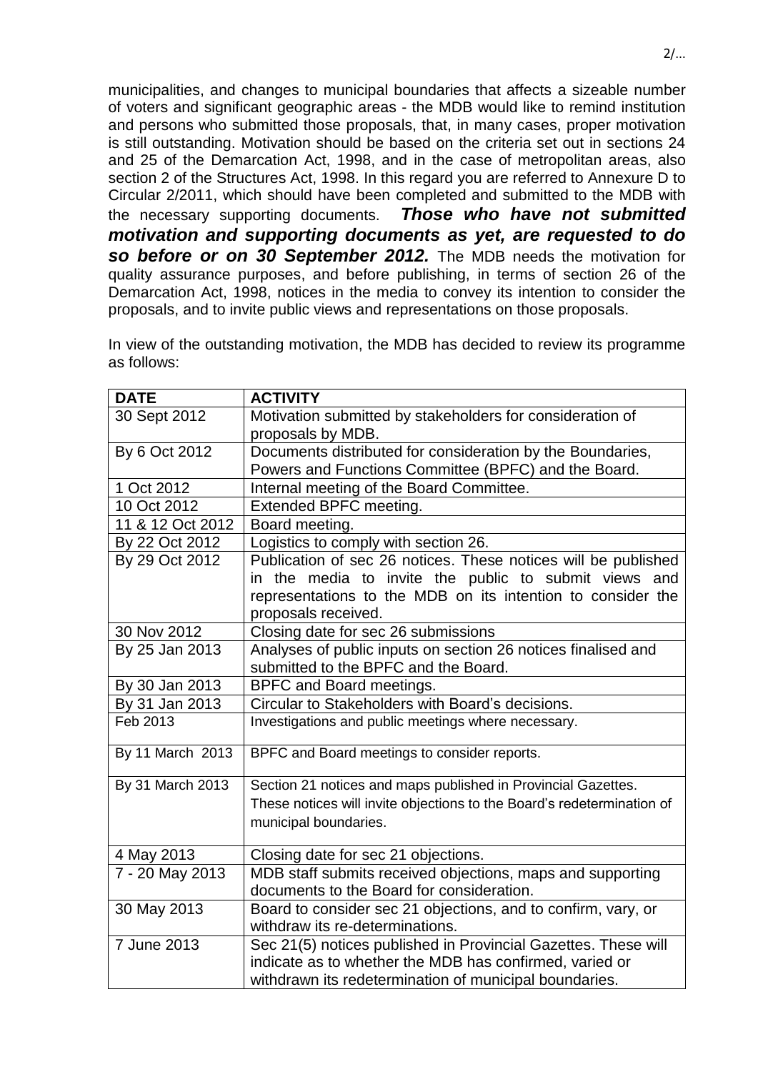municipalities, and changes to municipal boundaries that affects a sizeable number of voters and significant geographic areas - the MDB would like to remind institution and persons who submitted those proposals, that, in many cases, proper motivation is still outstanding. Motivation should be based on the criteria set out in sections 24 and 25 of the Demarcation Act, 1998, and in the case of metropolitan areas, also section 2 of the Structures Act, 1998. In this regard you are referred to Annexure D to Circular 2/2011, which should have been completed and submitted to the MDB with the necessary supporting documents. ***Those who have not submitted motivation and supporting documents as yet, are requested to do so before or on 30 September 2012.*** The MDB needs the motivation for quality assurance purposes, and before publishing, in terms of section 26 of the Demarcation Act, 1998, notices in the media to convey its intention to consider the proposals, and to invite public views and representations on those proposals.

In view of the outstanding motivation, the MDB has decided to review its programme as follows:

| DATE | ACTIVITY |
|---|---|
| 30 Sept 2012 | Motivation submitted by stakeholders for consideration of proposals by MDB. |
| By 6 Oct 2012 | Documents distributed for consideration by the Boundaries, Powers and Functions Committee (BPFC) and the Board. |
| 1 Oct 2012 | Internal meeting of the Board Committee. |
| 10 Oct 2012 | Extended BPFC meeting. |
| 11 & 12 Oct 2012 | Board meeting. |
| By 22 Oct 2012 | Logistics to comply with section 26. |
| By 29 Oct 2012 | Publication of sec 26 notices. These notices will be published in the media to invite the public to submit views and representations to the MDB on its intention to consider the proposals received. |
| 30 Nov 2012 | Closing date for sec 26 submissions |
| By 25 Jan 2013 | Analyses of public inputs on section 26 notices finalised and submitted to the BPFC and the Board. |
| By 30 Jan 2013 | BPFC and Board meetings. |
| By 31 Jan 2013 | Circular to Stakeholders with Board's decisions. |
| Feb 2013 | Investigations and public meetings where necessary. |
| By 11 March 2013 | BPFC and Board meetings to consider reports. |
| By 31 March 2013 | Section 21 notices and maps published in Provincial Gazettes. These notices will invite objections to the Board's redetermination of municipal boundaries. |
| 4 May 2013 | Closing date for sec 21 objections. |
| 7 - 20 May 2013 | MDB staff submits received objections, maps and supporting documents to the Board for consideration. |
| 30 May 2013 | Board to consider sec 21 objections, and to confirm, vary, or withdraw its re-determinations. |
| 7 June 2013 | Sec 21(5) notices published in Provincial Gazettes. These will indicate as to whether the MDB has confirmed, varied or withdrawn its redetermination of municipal boundaries. |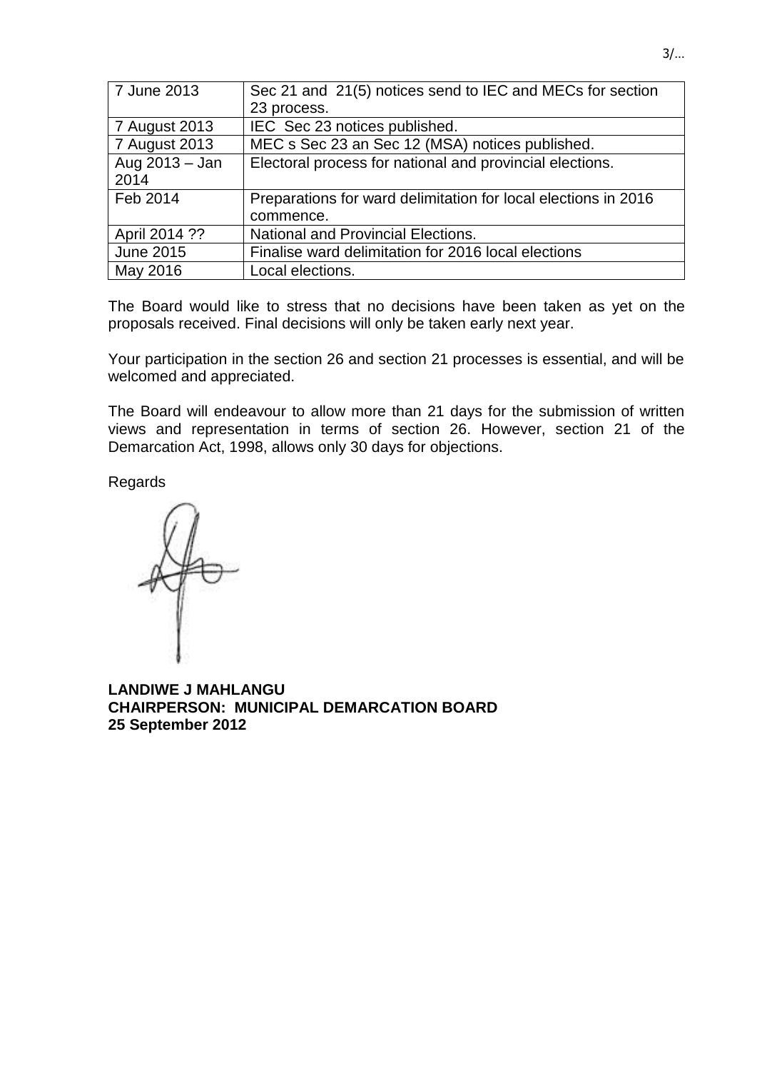| | |
|---|---|
| 7 June 2013 | Sec 21 and 21(5) notices send to IEC and MECs for section 23 process. |
| 7 August 2013 | IEC Sec 23 notices published. |
| 7 August 2013 | MEC s Sec 23 an Sec 12 (MSA) notices published. |
| Aug 2013 – Jan 2014 | Electoral process for national and provincial elections. |
| Feb 2014 | Preparations for ward delimitation for local elections in 2016 commence. |
| April 2014 ?? | National and Provincial Elections. |
| June 2015 | Finalise ward delimitation for 2016 local elections |
| May 2016 | Local elections. |

The Board would like to stress that no decisions have been taken as yet on the proposals received. Final decisions will only be taken early next year.

Your participation in the section 26 and section 21 processes is essential, and will be welcomed and appreciated.

The Board will endeavour to allow more than 21 days for the submission of written views and representation in terms of section 26. However, section 21 of the Demarcation Act, 1998, allows only 30 days for objections.

Regards

**LANDIWE J MAHLANGU**
**CHAIRPERSON: MUNICIPAL DEMARCATION BOARD**
**25 September 2012**